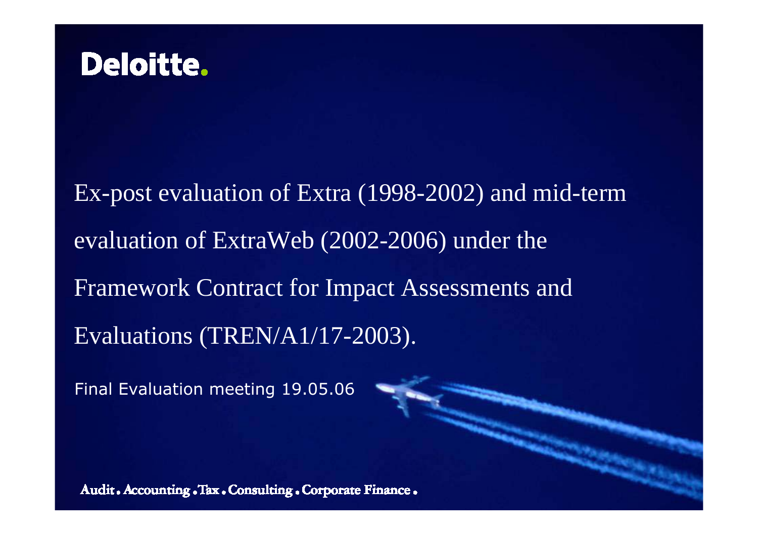Deloitte.

# Ex-post evaluation of Extra (1998-2002) and mid-term evaluation of ExtraWeb (2002-2006) under the Framework Contract for Impact Assessments and Evaluations (TREN/A1/17-2003).

Final Evaluation meeting 19.05.06

Audit . Accounting . Tax . Consulting . Corporate Finance .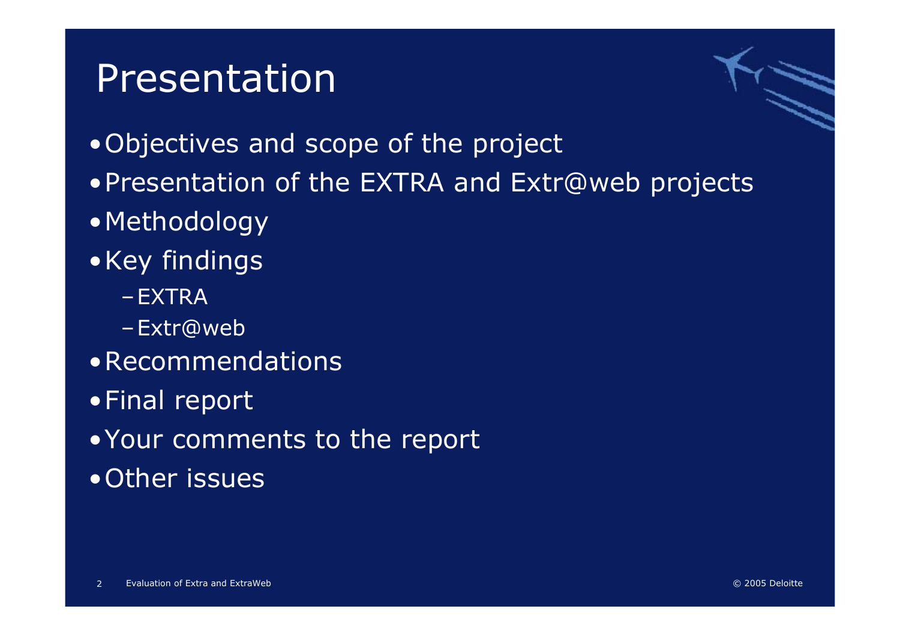# Presentation

- Objectives and scope of the project
- Presentation of the EXTRA and Extr@web projects
- Methodology
- Key findings
  - EXTRA
  - Extr@web
- Recommendations
- Final report
- Your comments to the report
- Other issues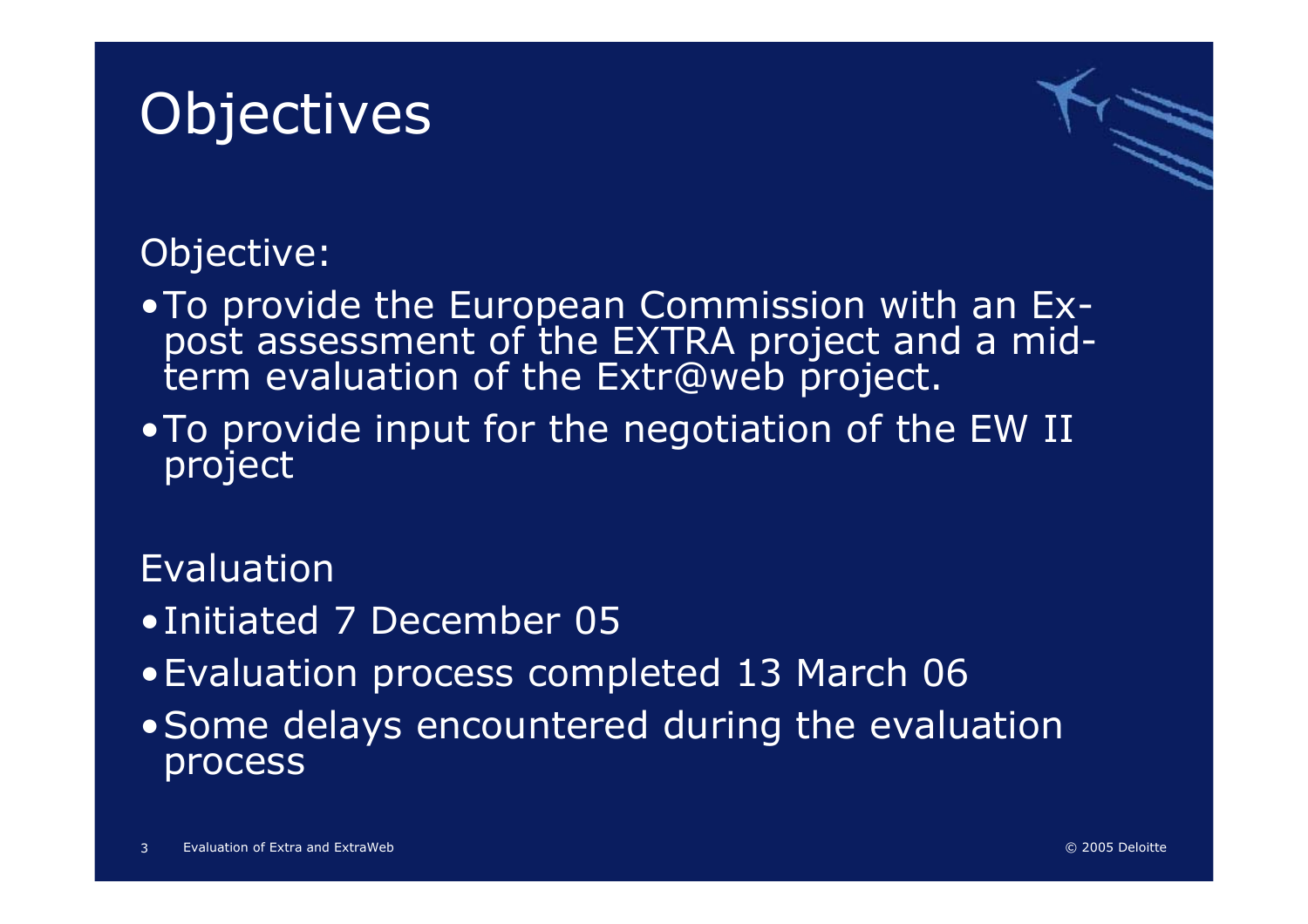# Objectives

Objective:

- To provide the European Commission with an Ex-post assessment of the EXTRA project and a mid-term evaluation of the Extr@web project.
- To provide input for the negotiation of the EW II project

Evaluation

- Initiated 7 December 05
- Evaluation process completed 13 March 06
- Some delays encountered during the evaluation process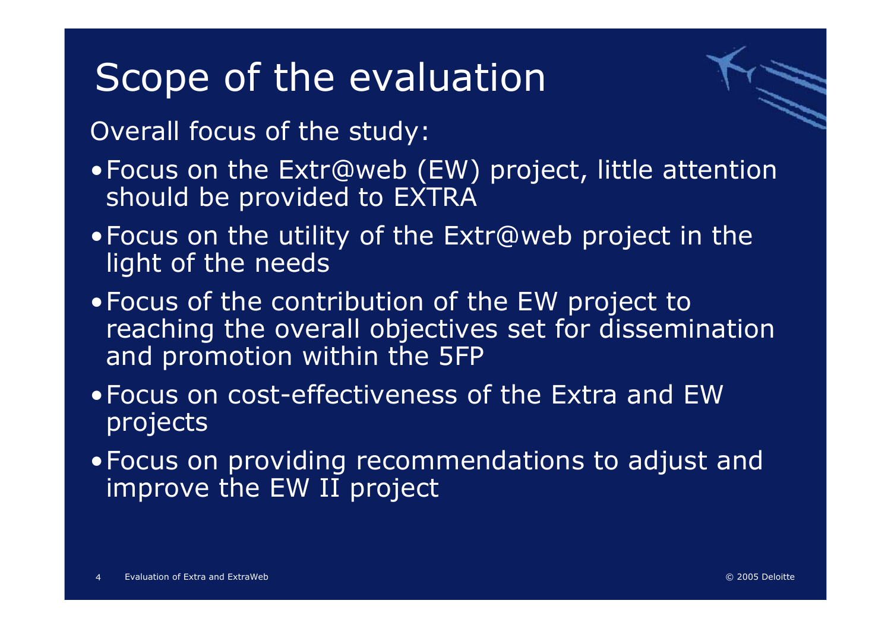# Scope of the evaluation

Overall focus of the study:

- Focus on the Extr@web (EW) project, little attention should be provided to EXTRA
- Focus on the utility of the Extr@web project in the light of the needs
- Focus of the contribution of the EW project to reaching the overall objectives set for dissemination and promotion within the 5FP
- Focus on cost-effectiveness of the Extra and EW projects
- Focus on providing recommendations to adjust and improve the EW II project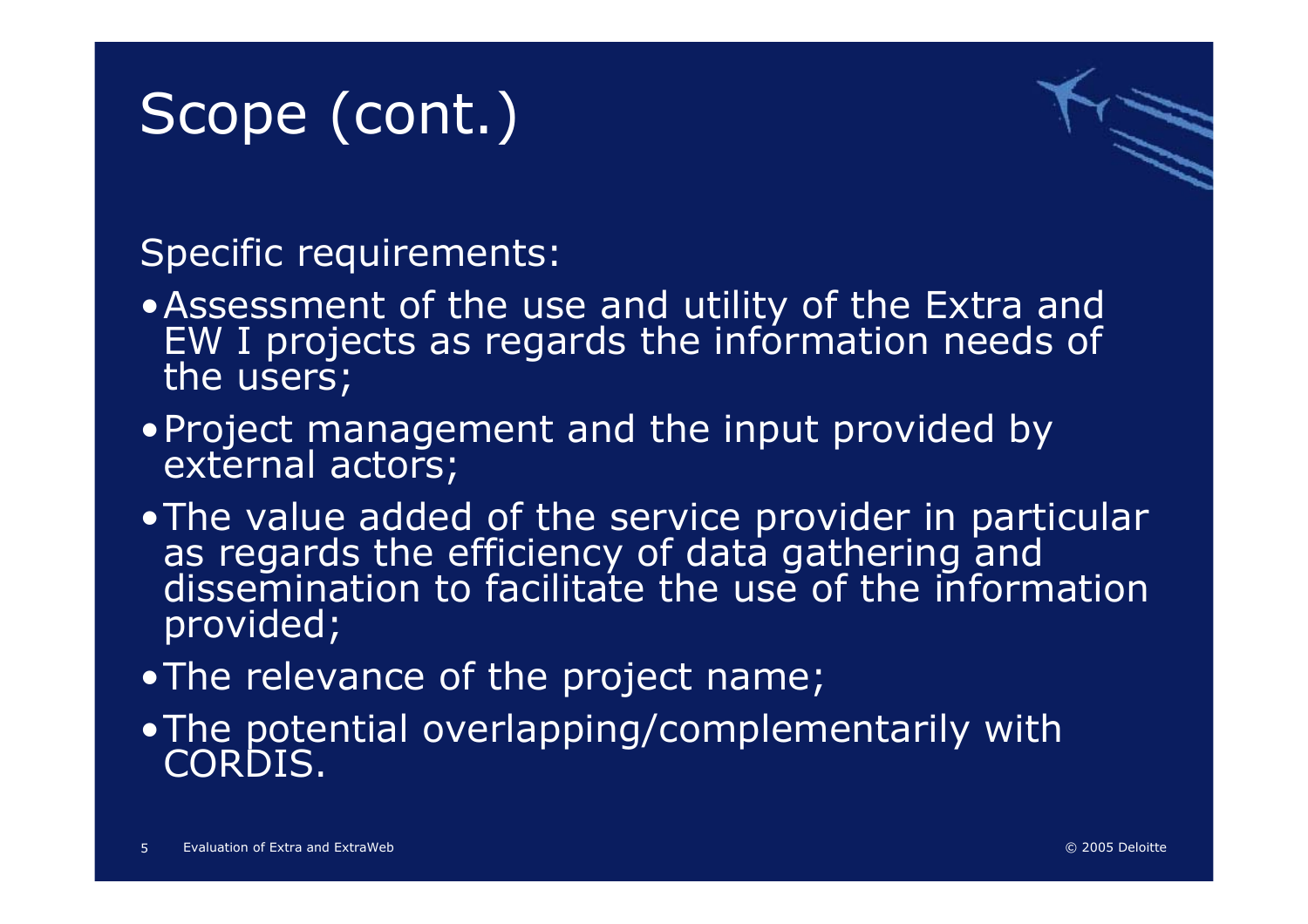# Scope (cont.)

Specific requirements:

- Assessment of the use and utility of the Extra and EW I projects as regards the information needs of the users;
- Project management and the input provided by external actors;
- The value added of the service provider in particular as regards the efficiency of data gathering and dissemination to facilitate the use of the information provided;
- The relevance of the project name;
- The potential overlapping/complementarily with CORDIS.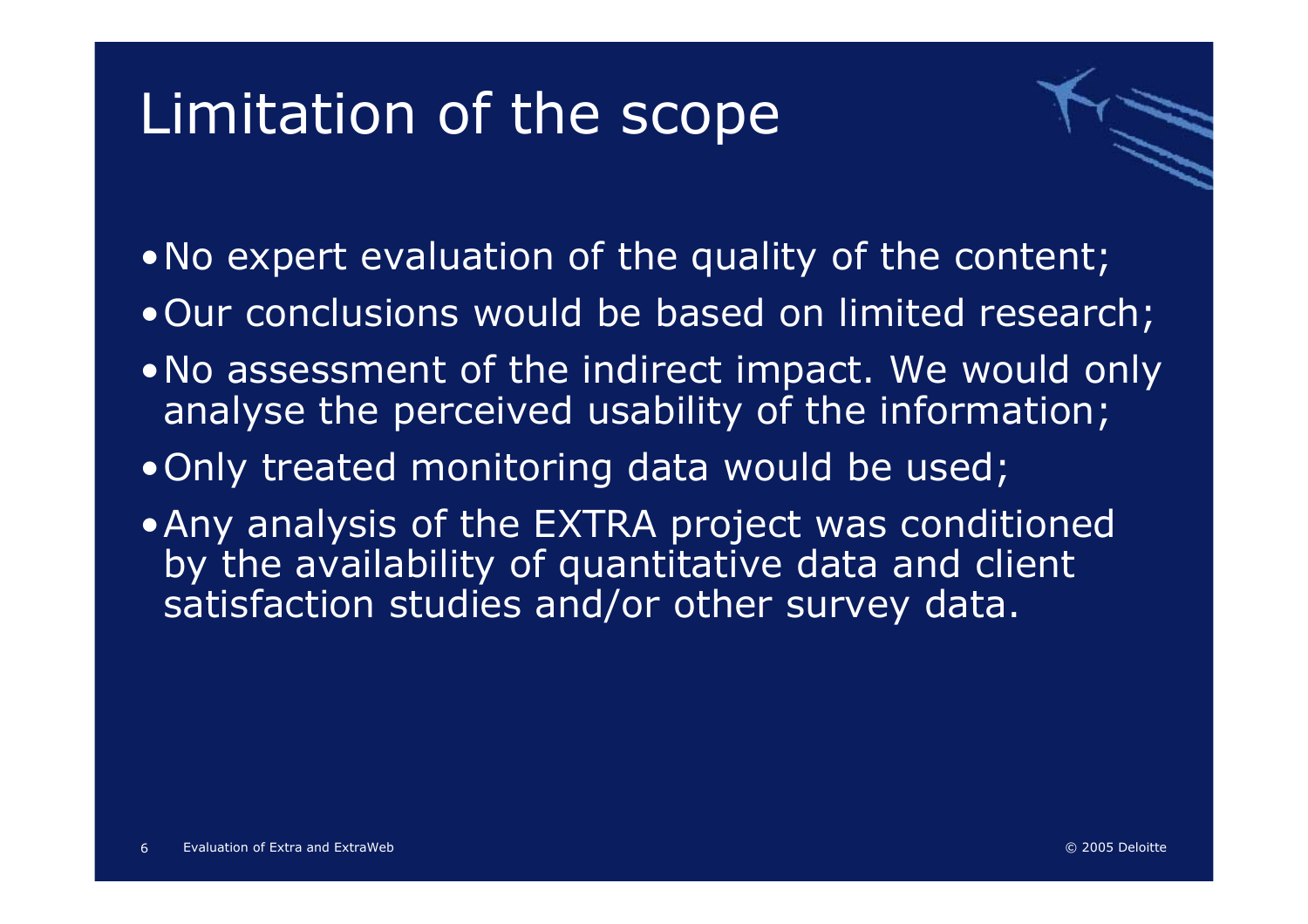# Limitation of the scope

- No expert evaluation of the quality of the content;
- Our conclusions would be based on limited research;
- No assessment of the indirect impact. We would only analyse the perceived usability of the information;
- Only treated monitoring data would be used;
- Any analysis of the EXTRA project was conditioned by the availability of quantitative data and client satisfaction studies and/or other survey data.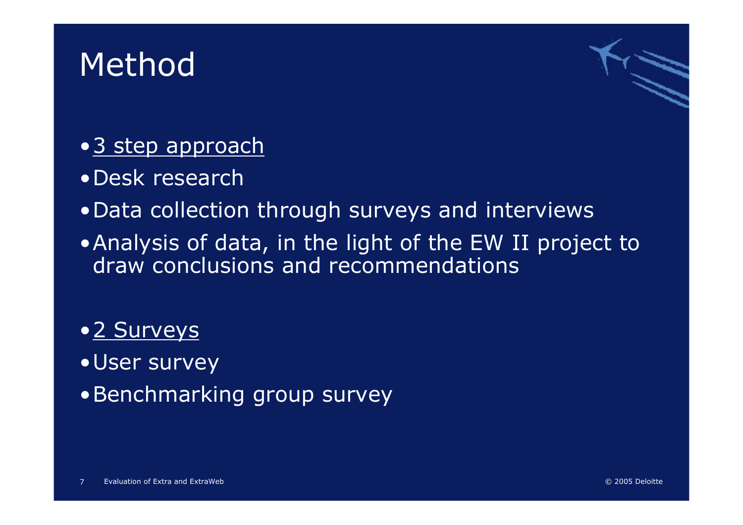# Method

- <u>3 step approach</u>
- Desk research
- Data collection through surveys and interviews
- Analysis of data, in the light of the EW II project to draw conclusions and recommendations

- <u>2 Surveys</u>
- User survey
- Benchmarking group survey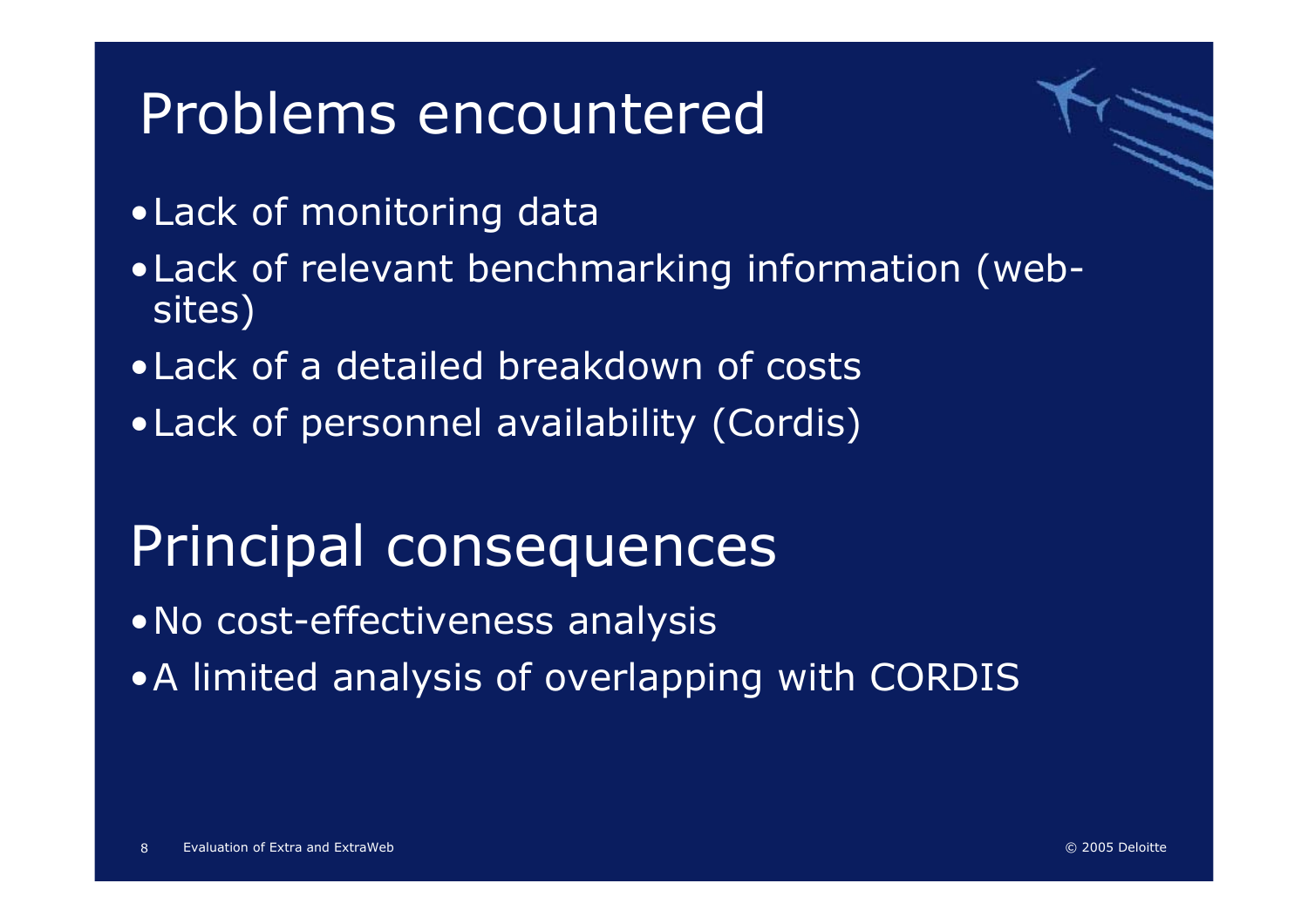# Problems encountered

- Lack of monitoring data
- Lack of relevant benchmarking information (web-sites)
- Lack of a detailed breakdown of costs
- Lack of personnel availability (Cordis)

# Principal consequences

- No cost-effectiveness analysis
- A limited analysis of overlapping with CORDIS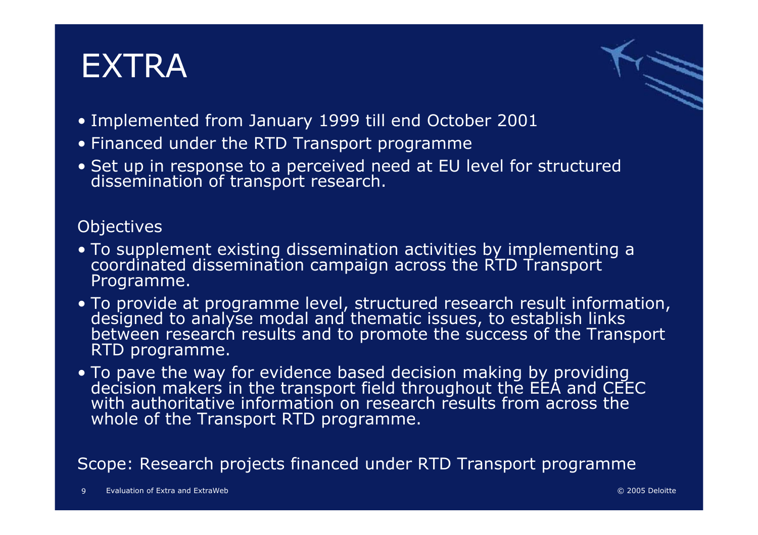# EXTRA

- Implemented from January 1999 till end October 2001
- Financed under the RTD Transport programme
- Set up in response to a perceived need at EU level for structured dissemination of transport research.

Objectives

- To supplement existing dissemination activities by implementing a coordinated dissemination campaign across the RTD Transport Programme.
- To provide at programme level, structured research result information, designed to analyse modal and thematic issues, to establish links between research results and to promote the success of the Transport RTD programme.
- To pave the way for evidence based decision making by providing decision makers in the transport field throughout the EEA and CEEC with authoritative information on research results from across the whole of the Transport RTD programme.

Scope: Research projects financed under RTD Transport programme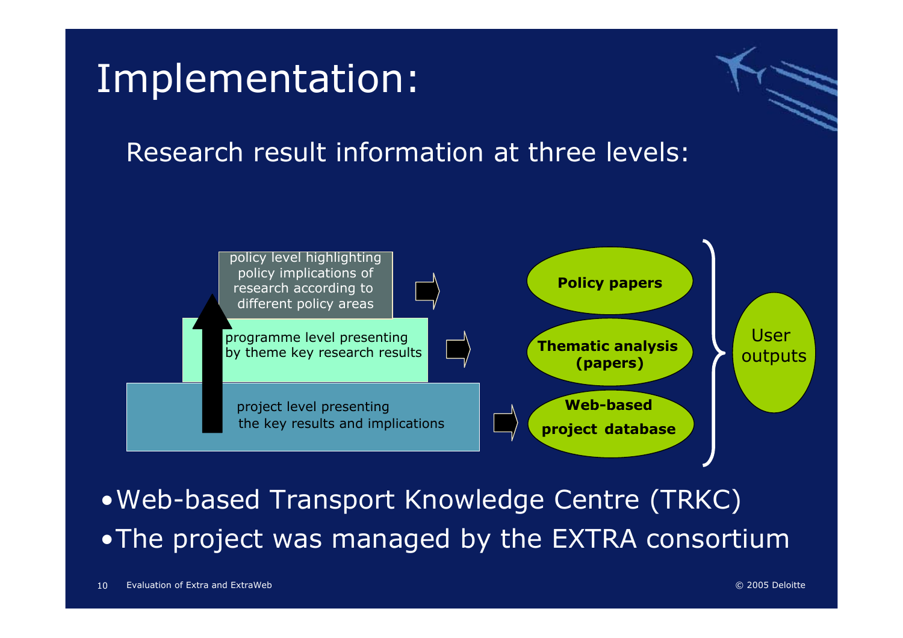# Implementation:

Research result information at three levels:

- policy level highlighting policy implications of research according to different policy areas → **Policy papers**
- programme level presenting by theme key research results → **Thematic analysis (papers)**
- project level presenting the key results and implications → **Web-based project database**

User outputs

- Web-based Transport Knowledge Centre (TRKC)
- The project was managed by the EXTRA consortium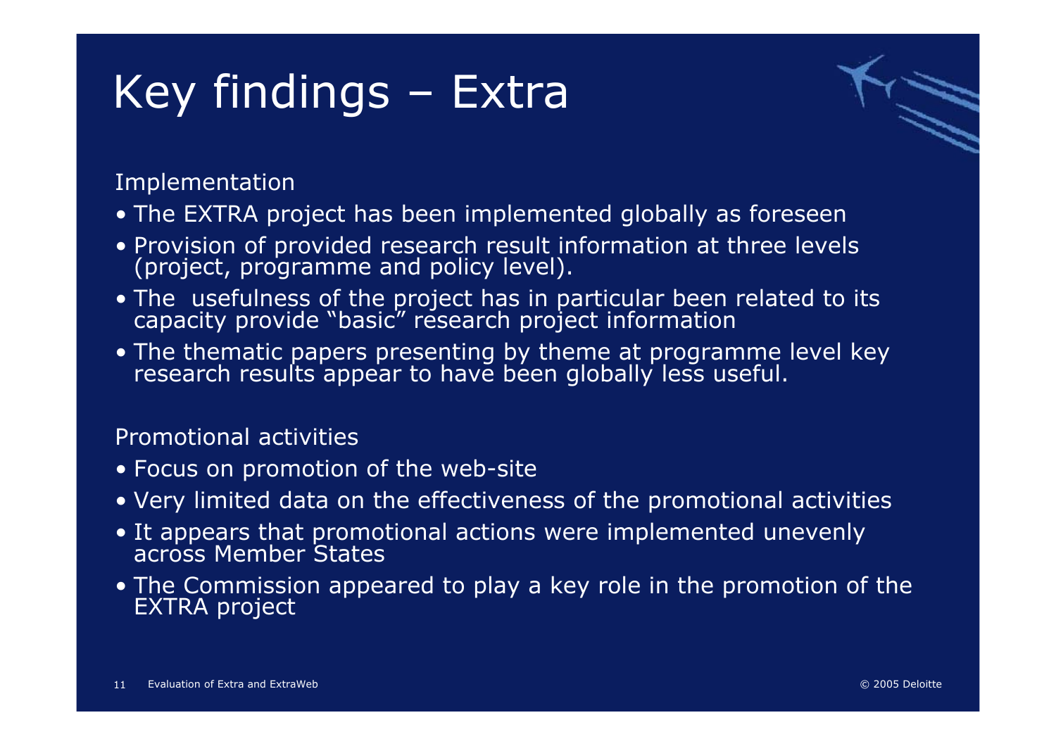# Key findings – Extra

Implementation

- The EXTRA project has been implemented globally as foreseen
- Provision of provided research result information at three levels (project, programme and policy level).
- The usefulness of the project has in particular been related to its capacity provide "basic" research project information
- The thematic papers presenting by theme at programme level key research results appear to have been globally less useful.

Promotional activities

- Focus on promotion of the web-site
- Very limited data on the effectiveness of the promotional activities
- It appears that promotional actions were implemented unevenly across Member States
- The Commission appeared to play a key role in the promotion of the EXTRA project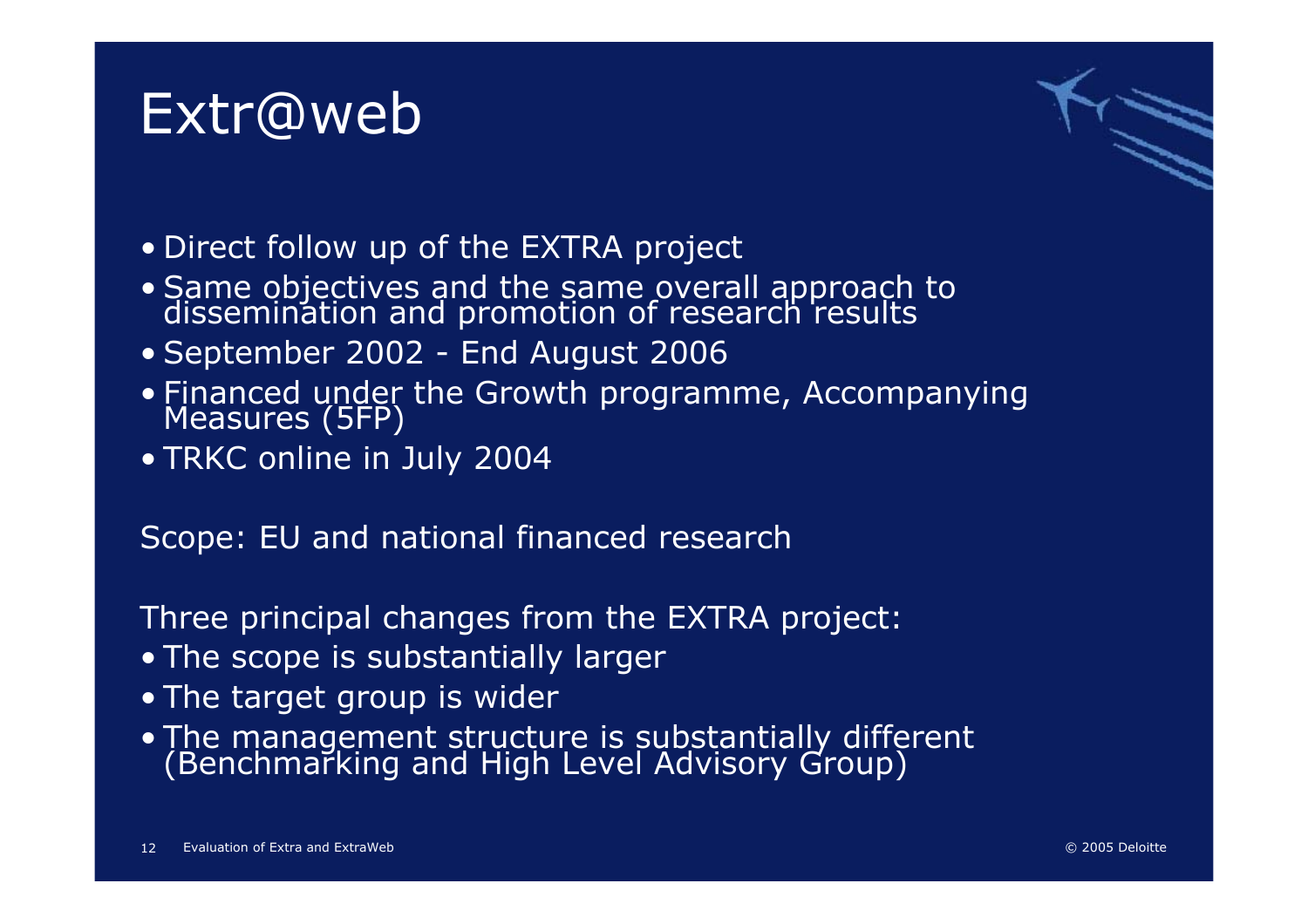# Extr@web

- Direct follow up of the EXTRA project
- Same objectives and the same overall approach to dissemination and promotion of research results
- September 2002 - End August 2006
- Financed under the Growth programme, Accompanying Measures (5FP)
- TRKC online in July 2004

Scope: EU and national financed research

Three principal changes from the EXTRA project:

- The scope is substantially larger
- The target group is wider
- The management structure is substantially different (Benchmarking and High Level Advisory Group)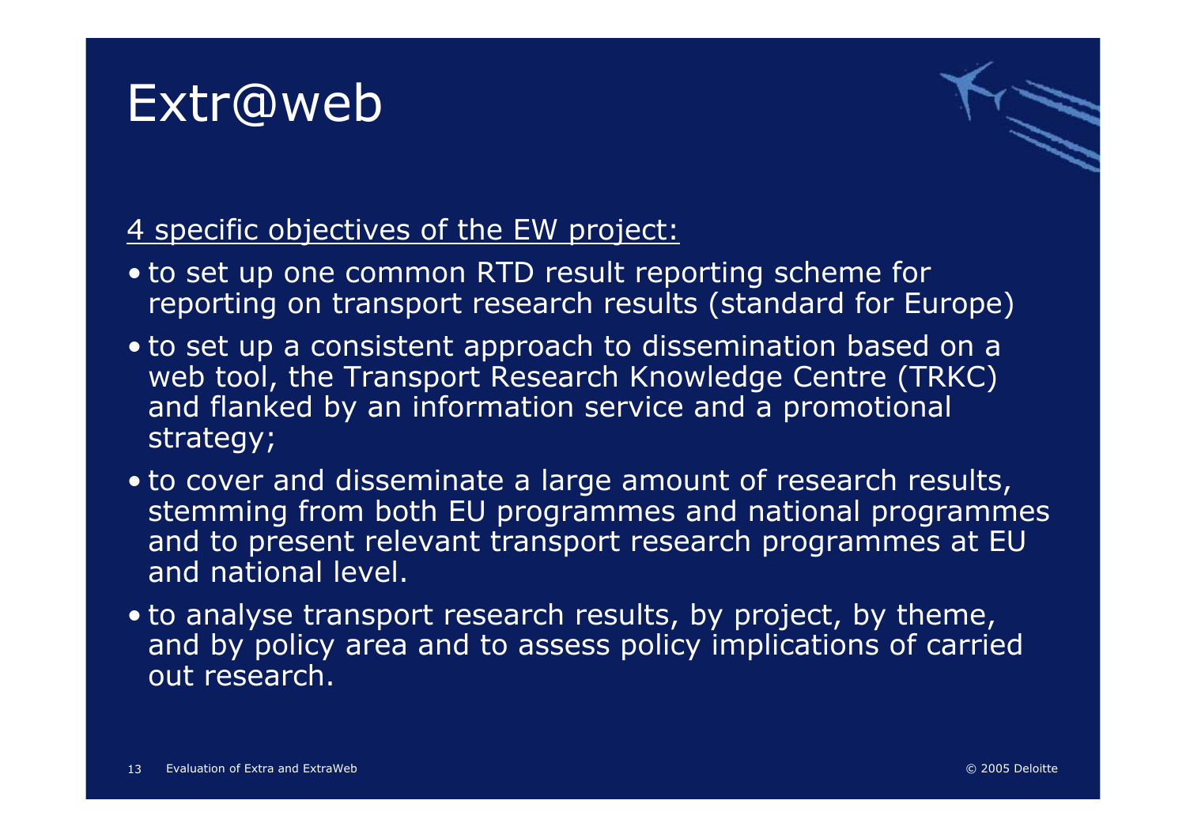# Extr@web

4 specific objectives of the EW project:

- to set up one common RTD result reporting scheme for reporting on transport research results (standard for Europe)
- to set up a consistent approach to dissemination based on a web tool, the Transport Research Knowledge Centre (TRKC) and flanked by an information service and a promotional strategy;
- to cover and disseminate a large amount of research results, stemming from both EU programmes and national programmes and to present relevant transport research programmes at EU and national level.
- to analyse transport research results, by project, by theme, and by policy area and to assess policy implications of carried out research.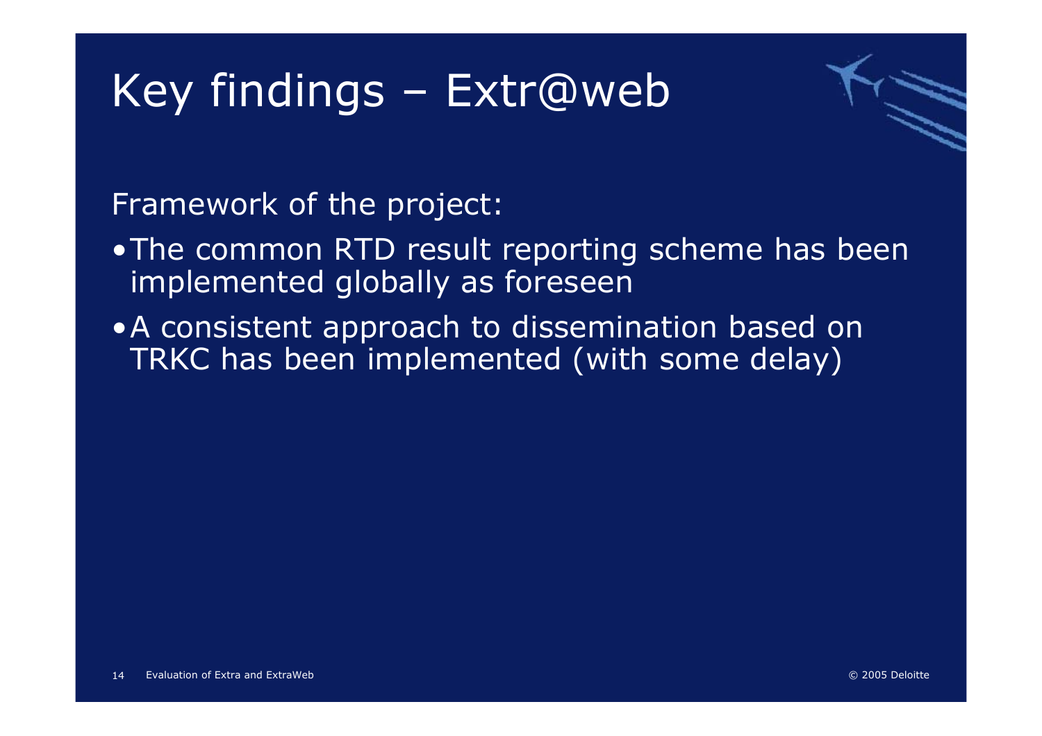# Key findings – Extr@web

Framework of the project:

- The common RTD result reporting scheme has been implemented globally as foreseen
- A consistent approach to dissemination based on TRKC has been implemented (with some delay)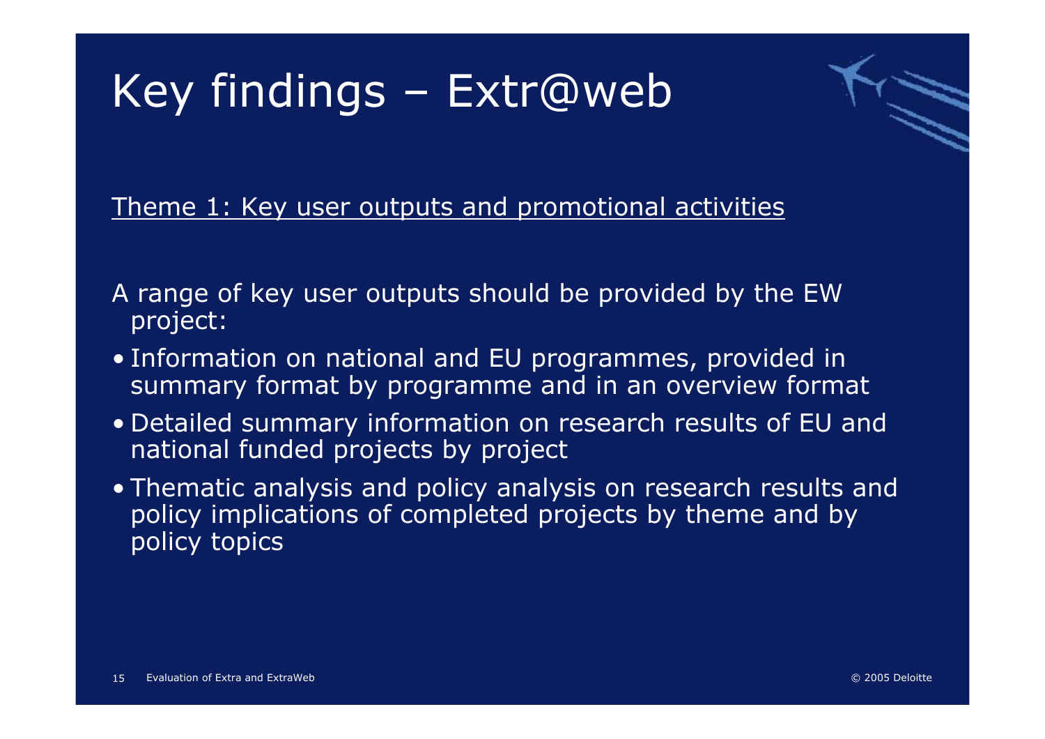# Key findings – Extr@web

Theme 1: Key user outputs and promotional activities

A range of key user outputs should be provided by the EW project:

- Information on national and EU programmes, provided in summary format by programme and in an overview format
- Detailed summary information on research results of EU and national funded projects by project
- Thematic analysis and policy analysis on research results and policy implications of completed projects by theme and by policy topics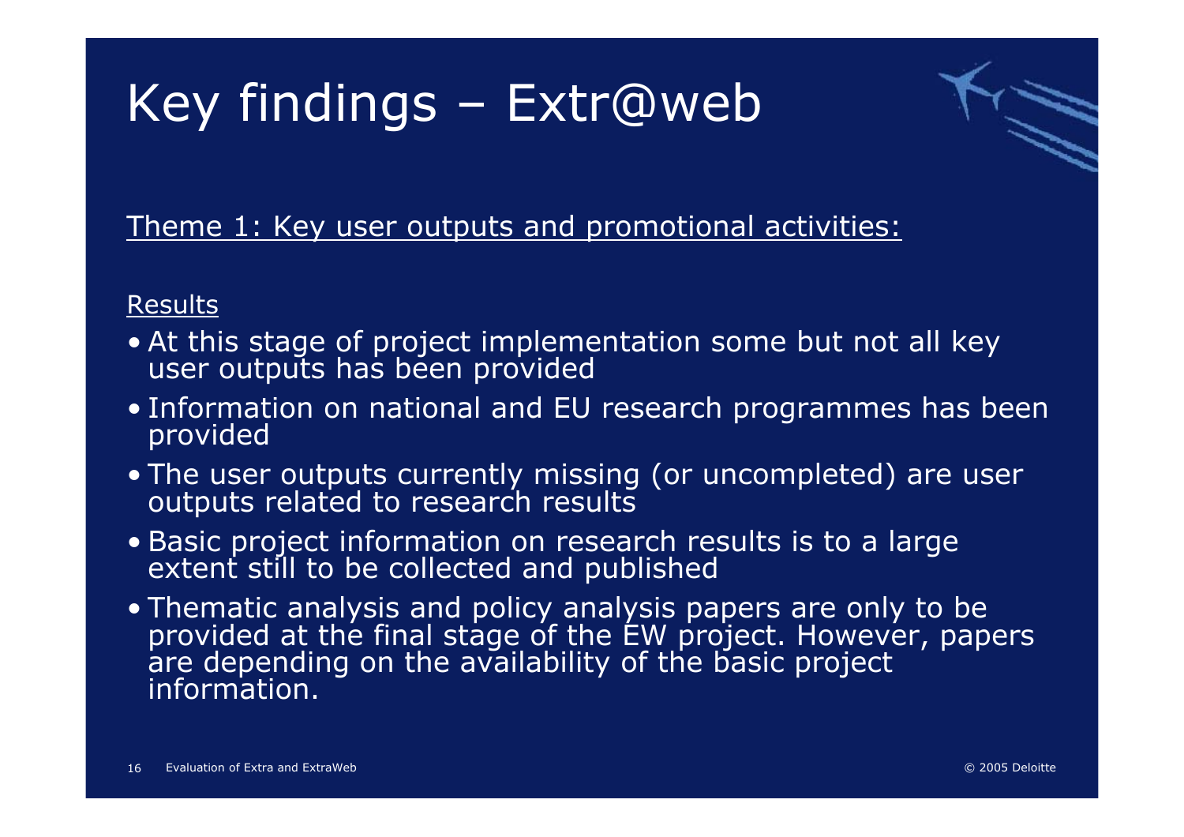# Key findings – Extr@web

Theme 1: Key user outputs and promotional activities:

Results

- At this stage of project implementation some but not all key user outputs has been provided
- Information on national and EU research programmes has been provided
- The user outputs currently missing (or uncompleted) are user outputs related to research results
- Basic project information on research results is to a large extent still to be collected and published
- Thematic analysis and policy analysis papers are only to be provided at the final stage of the EW project. However, papers are depending on the availability of the basic project information.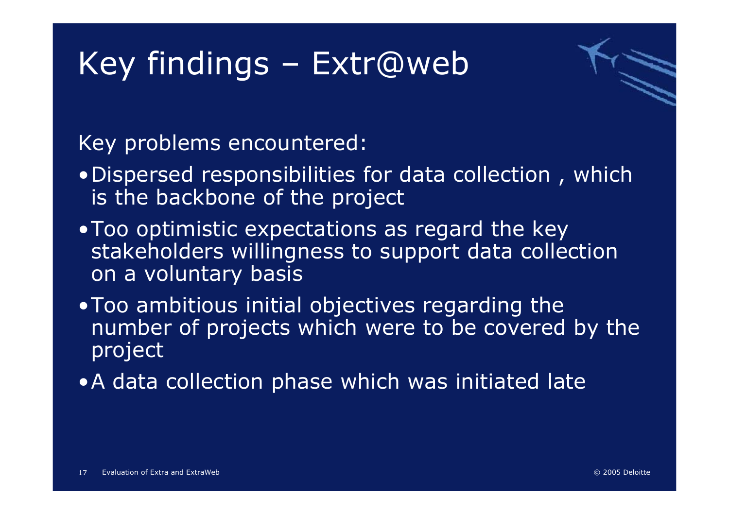# Key findings – Extr@web

Key problems encountered:

- Dispersed responsibilities for data collection , which is the backbone of the project
- Too optimistic expectations as regard the key stakeholders willingness to support data collection on a voluntary basis
- Too ambitious initial objectives regarding the number of projects which were to be covered by the project
- A data collection phase which was initiated late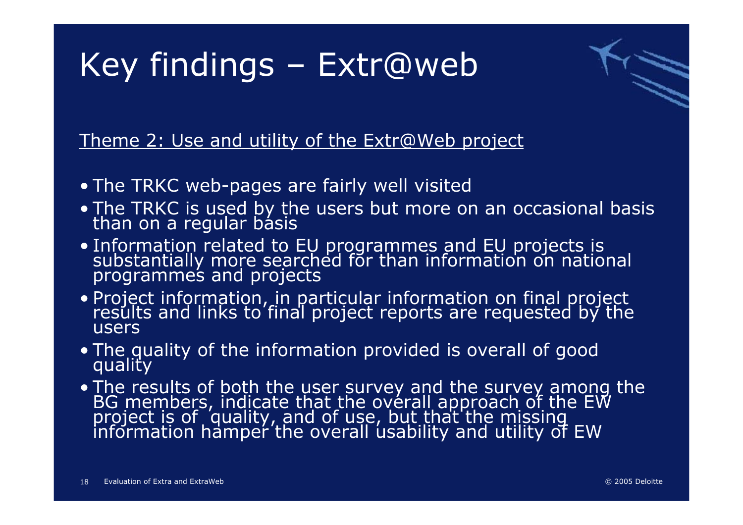# Key findings – Extr@web

Theme 2: Use and utility of the Extr@Web project

- The TRKC web-pages are fairly well visited
- The TRKC is used by the users but more on an occasional basis than on a regular basis
- Information related to EU programmes and EU projects is substantially more searched for than information on national programmes and projects
- Project information, in particular information on final project results and links to final project reports are requested by the users
- The quality of the information provided is overall of good quality
- The results of both the user survey and the survey among the BG members, indicate that the overall approach of the EW project is of quality, and of use, but that the missing information hamper the overall usability and utility of EW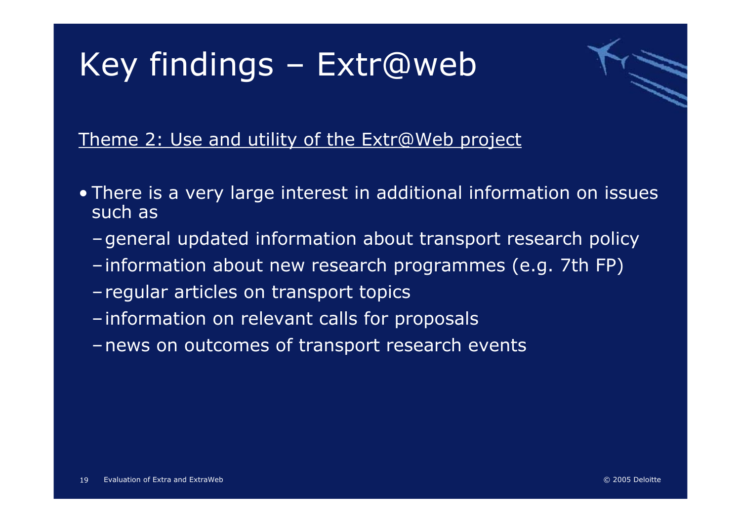# Key findings – Extr@web

Theme 2: Use and utility of the Extr@Web project

- There is a very large interest in additional information on issues such as
  - general updated information about transport research policy
  - information about new research programmes (e.g. 7th FP)
  - regular articles on transport topics
  - information on relevant calls for proposals
  - news on outcomes of transport research events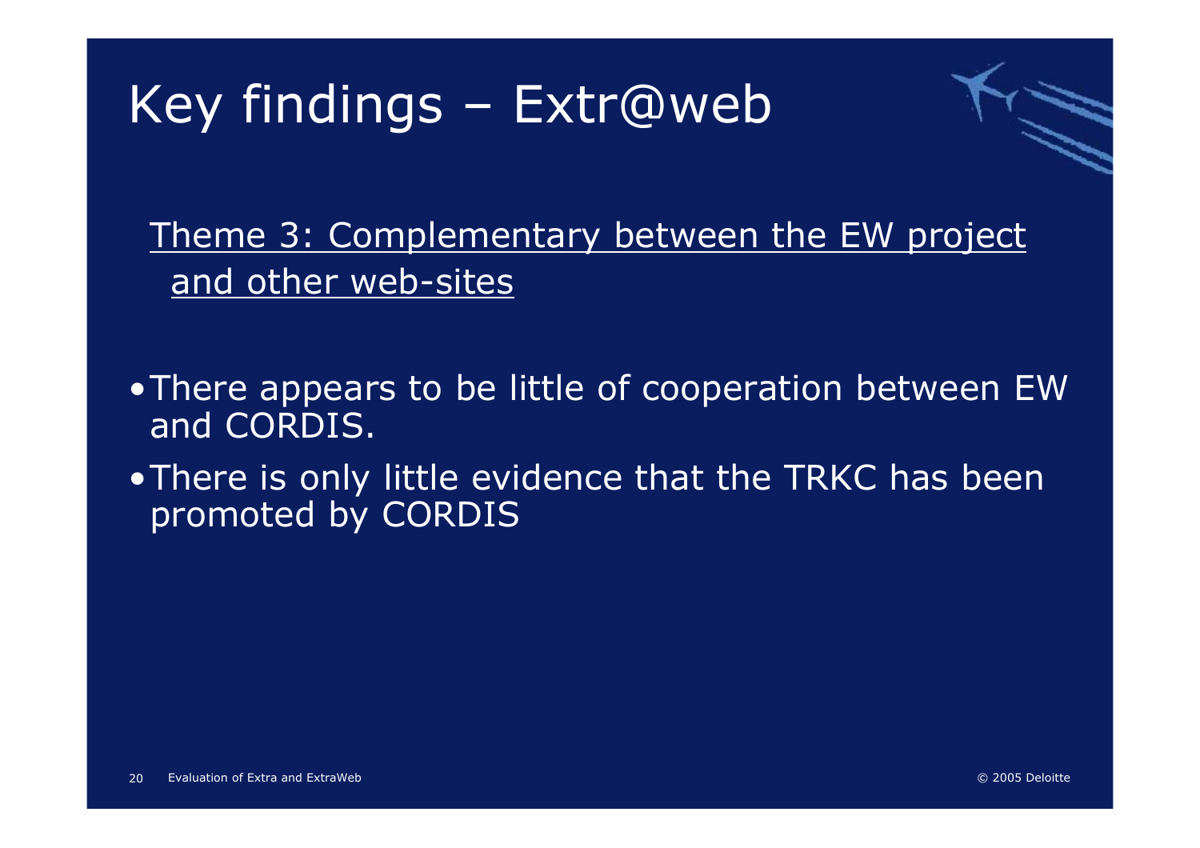# Key findings – Extr@web

Theme 3: Complementary between the EW project and other web-sites

- There appears to be little of cooperation between EW and CORDIS.
- There is only little evidence that the TRKC has been promoted by CORDIS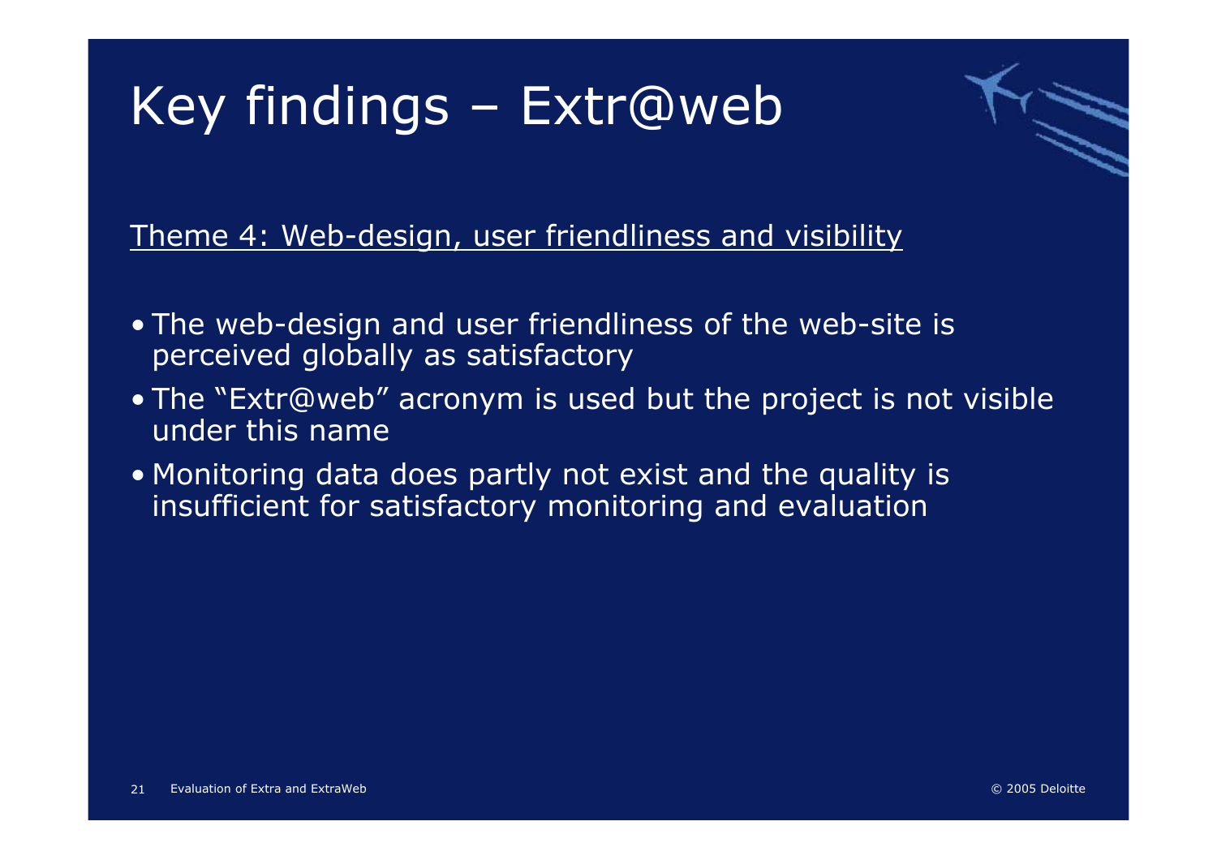# Key findings – Extr@web

Theme 4: Web-design, user friendliness and visibility

- The web-design and user friendliness of the web-site is perceived globally as satisfactory
- The "Extr@web" acronym is used but the project is not visible under this name
- Monitoring data does partly not exist and the quality is insufficient for satisfactory monitoring and evaluation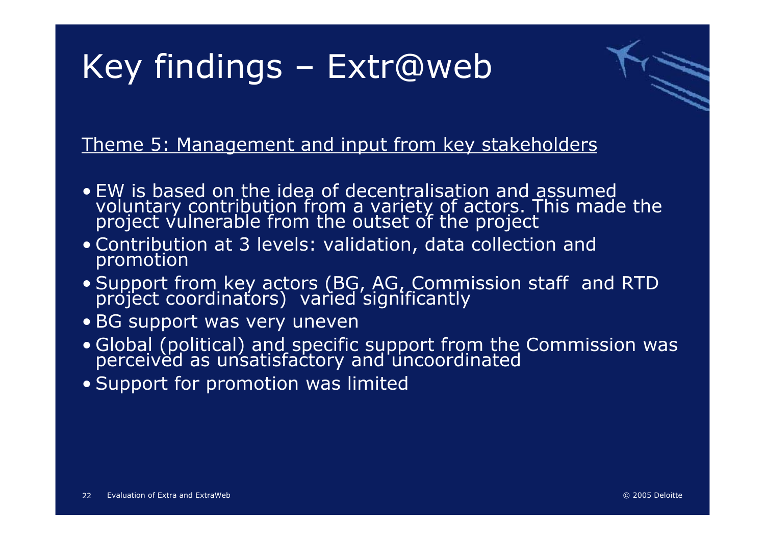# Key findings – Extr@web

Theme 5: Management and input from key stakeholders

- EW is based on the idea of decentralisation and assumed voluntary contribution from a variety of actors. This made the project vulnerable from the outset of the project
- Contribution at 3 levels: validation, data collection and promotion
- Support from key actors (BG, AG, Commission staff and RTD project coordinators) varied significantly
- BG support was very uneven
- Global (political) and specific support from the Commission was perceived as unsatisfactory and uncoordinated
- Support for promotion was limited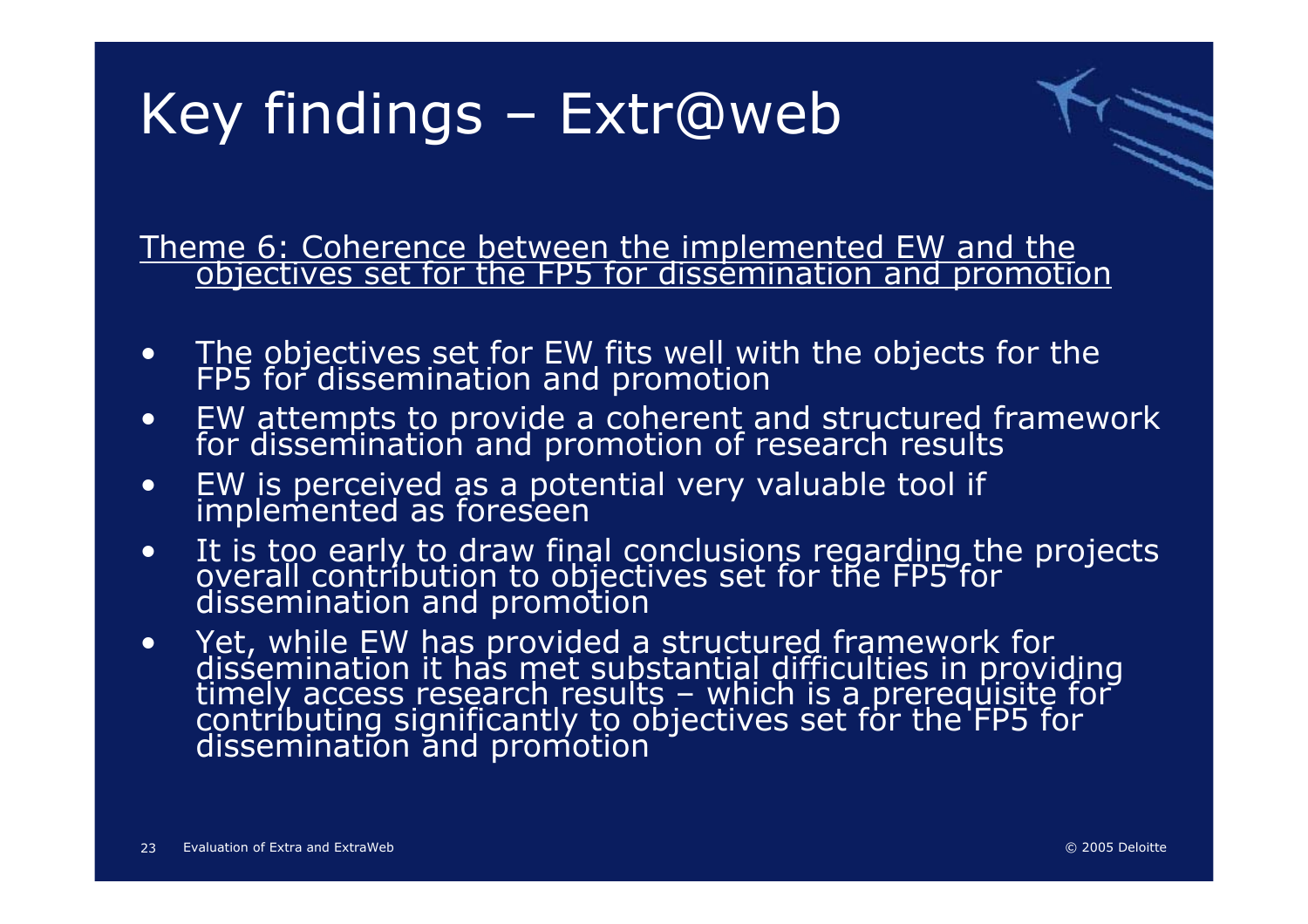# Key findings – Extr@web

Theme 6: Coherence between the implemented EW and the objectives set for the FP5 for dissemination and promotion

- The objectives set for EW fits well with the objects for the FP5 for dissemination and promotion
- EW attempts to provide a coherent and structured framework for dissemination and promotion of research results
- EW is perceived as a potential very valuable tool if implemented as foreseen
- It is too early to draw final conclusions regarding the projects overall contribution to objectives set for the FP5 for dissemination and promotion
- Yet, while EW has provided a structured framework for dissemination it has met substantial difficulties in providing timely access research results – which is a prerequisite for contributing significantly to objectives set for the FP5 for dissemination and promotion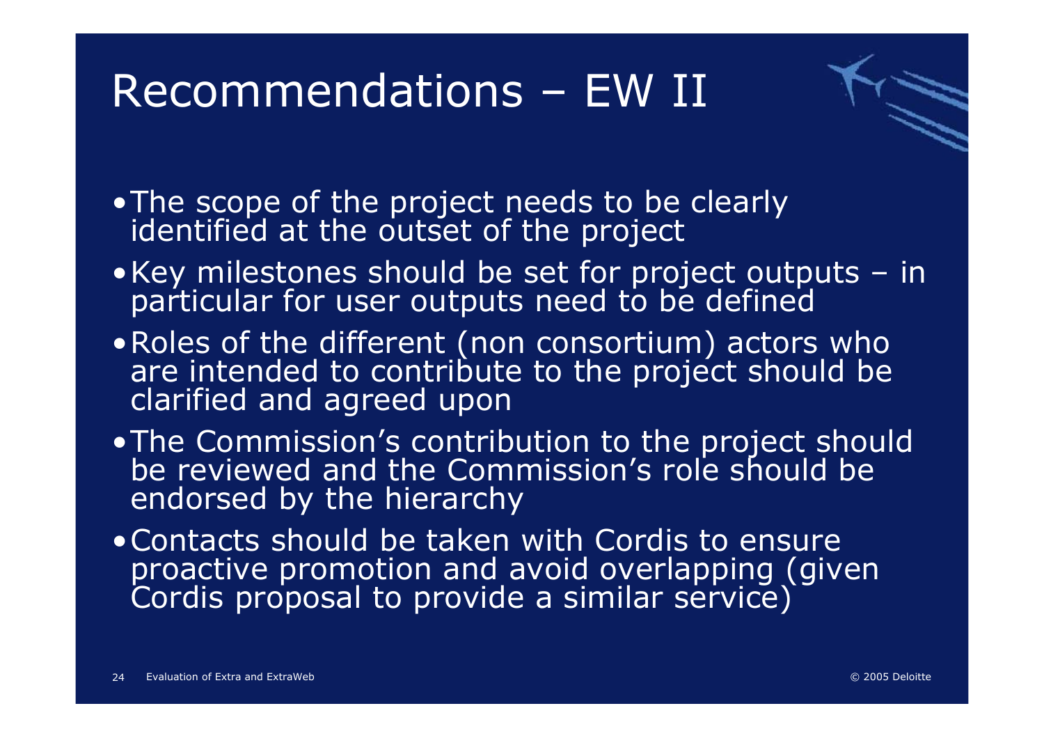# Recommendations – EW II

- The scope of the project needs to be clearly identified at the outset of the project
- Key milestones should be set for project outputs – in particular for user outputs need to be defined
- Roles of the different (non consortium) actors who are intended to contribute to the project should be clarified and agreed upon
- The Commission's contribution to the project should be reviewed and the Commission's role should be endorsed by the hierarchy
- Contacts should be taken with Cordis to ensure proactive promotion and avoid overlapping (given Cordis proposal to provide a similar service)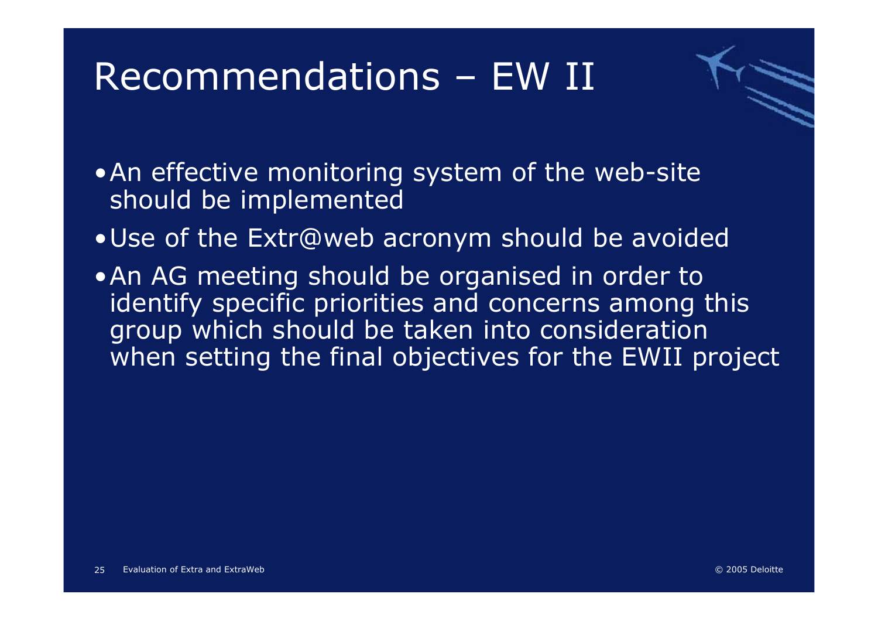# Recommendations – EW II

- An effective monitoring system of the web-site should be implemented
- Use of the Extr@web acronym should be avoided
- An AG meeting should be organised in order to identify specific priorities and concerns among this group which should be taken into consideration when setting the final objectives for the EWII project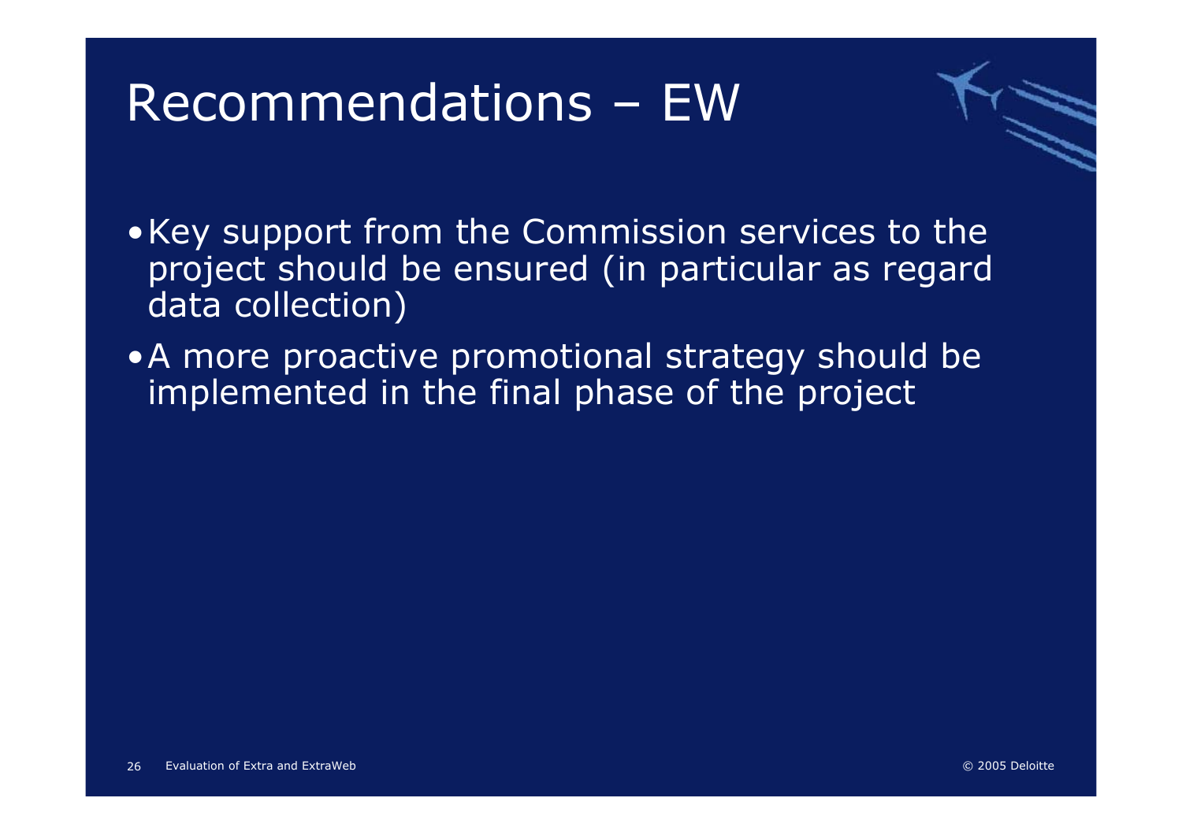# Recommendations – EW

- Key support from the Commission services to the project should be ensured (in particular as regard data collection)
- A more proactive promotional strategy should be implemented in the final phase of the project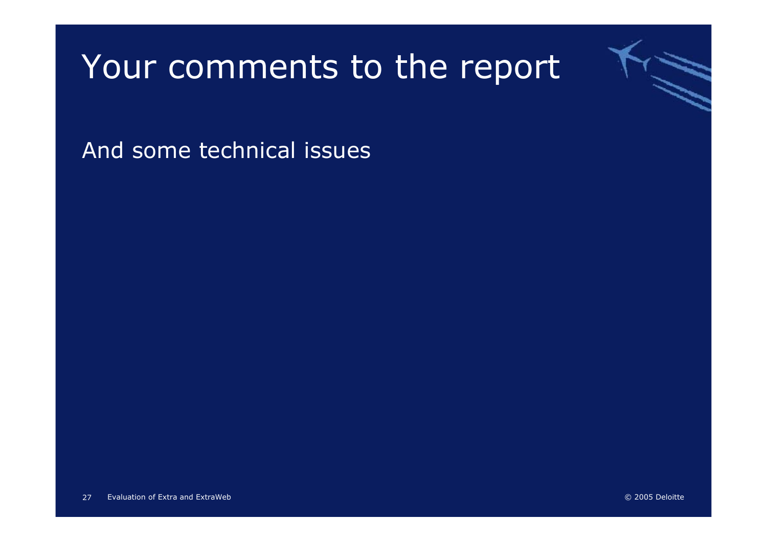# Your comments to the report

And some technical issues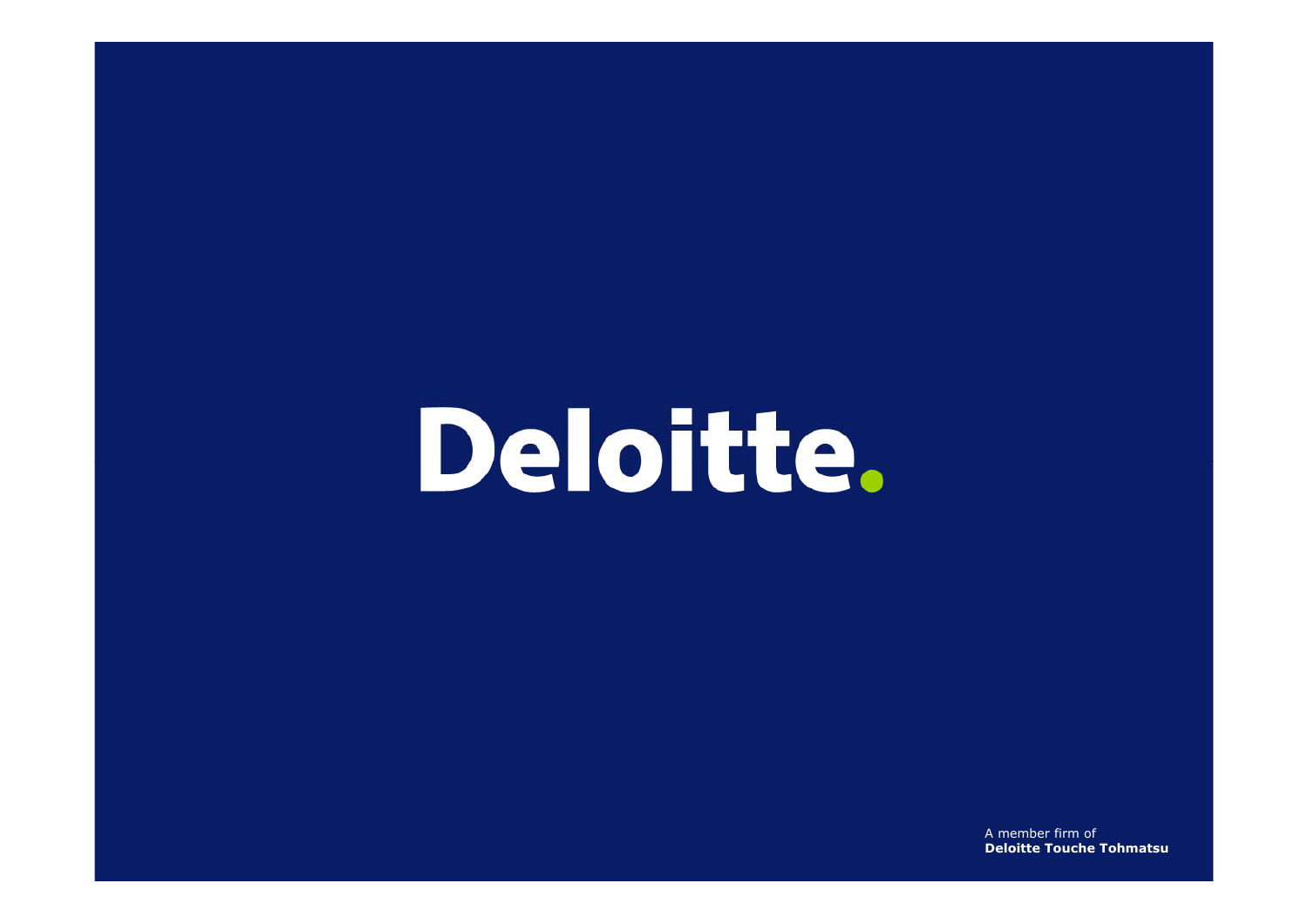Deloitte.

A member firm of
**Deloitte Touche Tohmatsu**